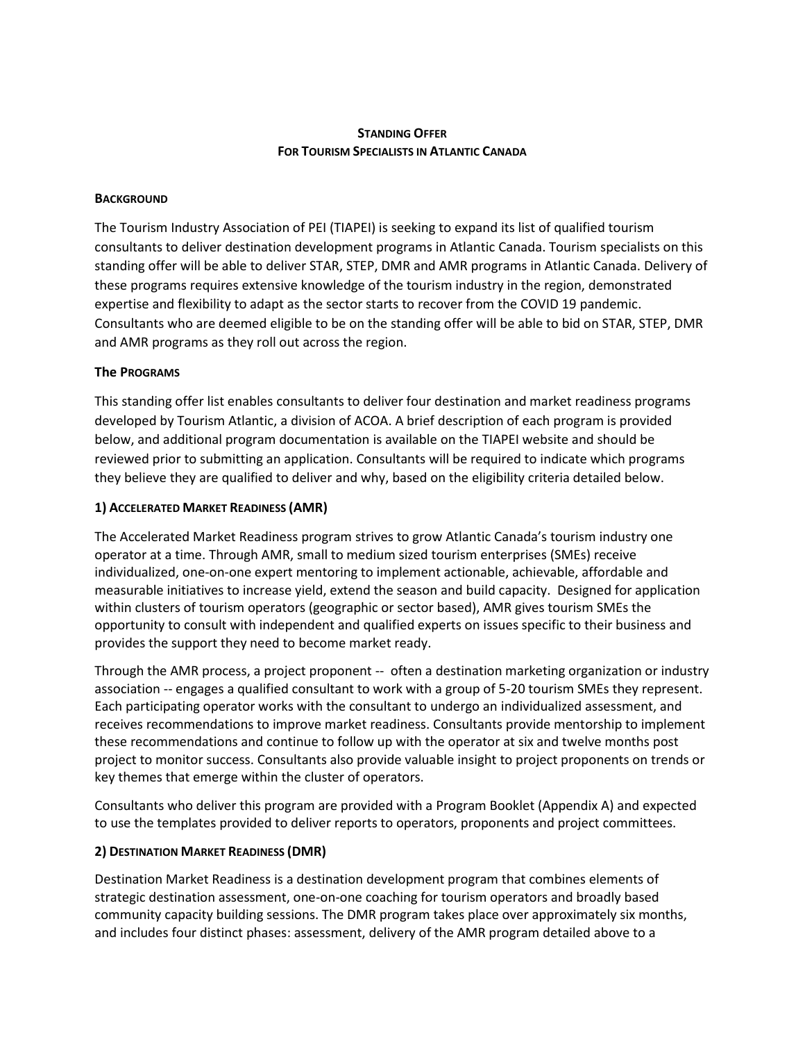# STANDING OFFER
# FOR TOURISM SPECIALISTS IN ATLANTIC CANADA

## BACKGROUND

The Tourism Industry Association of PEI (TIAPEI) is seeking to expand its list of qualified tourism consultants to deliver destination development programs in Atlantic Canada. Tourism specialists on this standing offer will be able to deliver STAR, STEP, DMR and AMR programs in Atlantic Canada. Delivery of these programs requires extensive knowledge of the tourism industry in the region, demonstrated expertise and flexibility to adapt as the sector starts to recover from the COVID 19 pandemic. Consultants who are deemed eligible to be on the standing offer will be able to bid on STAR, STEP, DMR and AMR programs as they roll out across the region.

## The PROGRAMS

This standing offer list enables consultants to deliver four destination and market readiness programs developed by Tourism Atlantic, a division of ACOA. A brief description of each program is provided below, and additional program documentation is available on the TIAPEI website and should be reviewed prior to submitting an application. Consultants will be required to indicate which programs they believe they are qualified to deliver and why, based on the eligibility criteria detailed below.

### 1) ACCELERATED MARKET READINESS (AMR)

The Accelerated Market Readiness program strives to grow Atlantic Canada's tourism industry one operator at a time. Through AMR, small to medium sized tourism enterprises (SMEs) receive individualized, one-on-one expert mentoring to implement actionable, achievable, affordable and measurable initiatives to increase yield, extend the season and build capacity. Designed for application within clusters of tourism operators (geographic or sector based), AMR gives tourism SMEs the opportunity to consult with independent and qualified experts on issues specific to their business and provides the support they need to become market ready.

Through the AMR process, a project proponent -- often a destination marketing organization or industry association -- engages a qualified consultant to work with a group of 5-20 tourism SMEs they represent. Each participating operator works with the consultant to undergo an individualized assessment, and receives recommendations to improve market readiness. Consultants provide mentorship to implement these recommendations and continue to follow up with the operator at six and twelve months post project to monitor success. Consultants also provide valuable insight to project proponents on trends or key themes that emerge within the cluster of operators.

Consultants who deliver this program are provided with a Program Booklet (Appendix A) and expected to use the templates provided to deliver reports to operators, proponents and project committees.

### 2) DESTINATION MARKET READINESS (DMR)

Destination Market Readiness is a destination development program that combines elements of strategic destination assessment, one-on-one coaching for tourism operators and broadly based community capacity building sessions. The DMR program takes place over approximately six months, and includes four distinct phases: assessment, delivery of the AMR program detailed above to a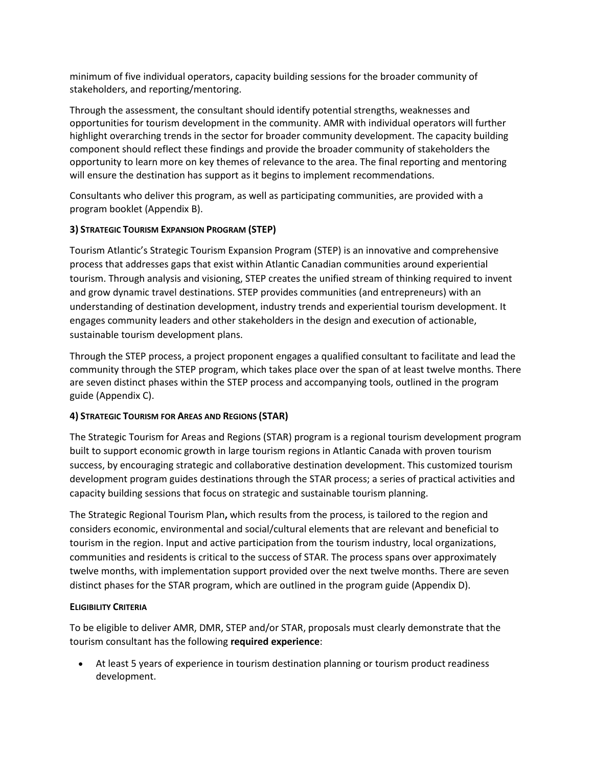minimum of five individual operators, capacity building sessions for the broader community of stakeholders, and reporting/mentoring.

Through the assessment, the consultant should identify potential strengths, weaknesses and opportunities for tourism development in the community. AMR with individual operators will further highlight overarching trends in the sector for broader community development. The capacity building component should reflect these findings and provide the broader community of stakeholders the opportunity to learn more on key themes of relevance to the area. The final reporting and mentoring will ensure the destination has support as it begins to implement recommendations.

Consultants who deliver this program, as well as participating communities, are provided with a program booklet (Appendix B).

### 3) Strategic Tourism Expansion Program (STEP)

Tourism Atlantic's Strategic Tourism Expansion Program (STEP) is an innovative and comprehensive process that addresses gaps that exist within Atlantic Canadian communities around experiential tourism. Through analysis and visioning, STEP creates the unified stream of thinking required to invent and grow dynamic travel destinations. STEP provides communities (and entrepreneurs) with an understanding of destination development, industry trends and experiential tourism development. It engages community leaders and other stakeholders in the design and execution of actionable, sustainable tourism development plans.

Through the STEP process, a project proponent engages a qualified consultant to facilitate and lead the community through the STEP program, which takes place over the span of at least twelve months. There are seven distinct phases within the STEP process and accompanying tools, outlined in the program guide (Appendix C).

### 4) Strategic Tourism for Areas and Regions (STAR)

The Strategic Tourism for Areas and Regions (STAR) program is a regional tourism development program built to support economic growth in large tourism regions in Atlantic Canada with proven tourism success, by encouraging strategic and collaborative destination development. This customized tourism development program guides destinations through the STAR process; a series of practical activities and capacity building sessions that focus on strategic and sustainable tourism planning.

The Strategic Regional Tourism Plan**,** which results from the process, is tailored to the region and considers economic, environmental and social/cultural elements that are relevant and beneficial to tourism in the region. Input and active participation from the tourism industry, local organizations, communities and residents is critical to the success of STAR. The process spans over approximately twelve months, with implementation support provided over the next twelve months. There are seven distinct phases for the STAR program, which are outlined in the program guide (Appendix D).

### Eligibility Criteria

To be eligible to deliver AMR, DMR, STEP and/or STAR, proposals must clearly demonstrate that the tourism consultant has the following **required experience**:

- At least 5 years of experience in tourism destination planning or tourism product readiness development.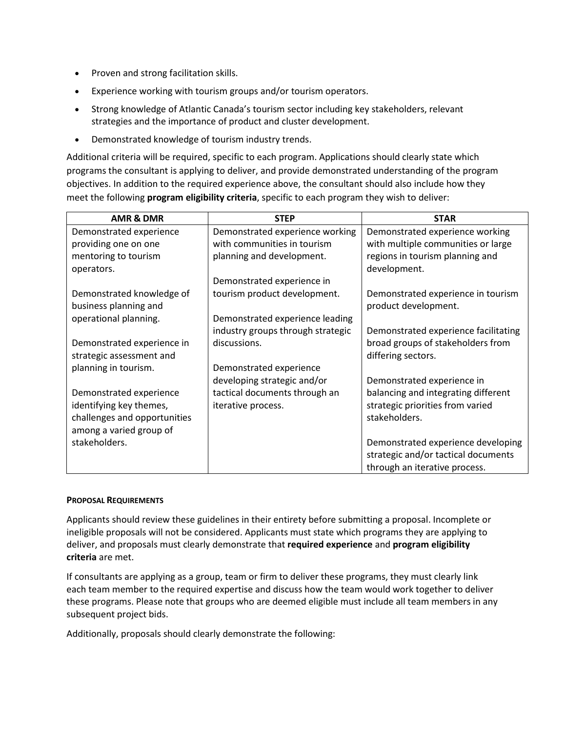- Proven and strong facilitation skills.
- Experience working with tourism groups and/or tourism operators.
- Strong knowledge of Atlantic Canada's tourism sector including key stakeholders, relevant strategies and the importance of product and cluster development.
- Demonstrated knowledge of tourism industry trends.

Additional criteria will be required, specific to each program. Applications should clearly state which programs the consultant is applying to deliver, and provide demonstrated understanding of the program objectives. In addition to the required experience above, the consultant should also include how they meet the following **program eligibility criteria**, specific to each program they wish to deliver:

| AMR & DMR | STEP | STAR |
|---|---|---|
| Demonstrated experience providing one on one mentoring to tourism operators.<br><br>Demonstrated knowledge of business planning and operational planning.<br><br>Demonstrated experience in strategic assessment and planning in tourism.<br><br>Demonstrated experience identifying key themes, challenges and opportunities among a varied group of stakeholders. | Demonstrated experience working with communities in tourism planning and development.<br><br>Demonstrated experience in tourism product development.<br><br>Demonstrated experience leading industry groups through strategic discussions.<br><br>Demonstrated experience developing strategic and/or tactical documents through an iterative process. | Demonstrated experience working with multiple communities or large regions in tourism planning and development.<br><br>Demonstrated experience in tourism product development.<br><br>Demonstrated experience facilitating broad groups of stakeholders from differing sectors.<br><br>Demonstrated experience in balancing and integrating different strategic priorities from varied stakeholders.<br><br>Demonstrated experience developing strategic and/or tactical documents through an iterative process. |

#### PROPOSAL REQUIREMENTS

Applicants should review these guidelines in their entirety before submitting a proposal. Incomplete or ineligible proposals will not be considered. Applicants must state which programs they are applying to deliver, and proposals must clearly demonstrate that **required experience** and **program eligibility criteria** are met.

If consultants are applying as a group, team or firm to deliver these programs, they must clearly link each team member to the required expertise and discuss how the team would work together to deliver these programs. Please note that groups who are deemed eligible must include all team members in any subsequent project bids.

Additionally, proposals should clearly demonstrate the following: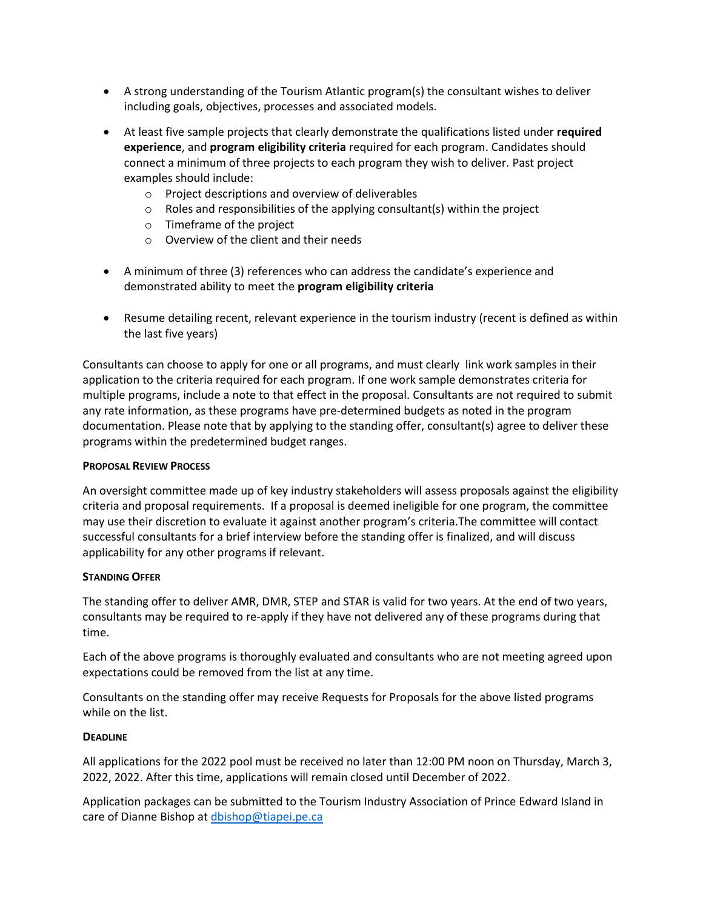- A strong understanding of the Tourism Atlantic program(s) the consultant wishes to deliver including goals, objectives, processes and associated models.
- At least five sample projects that clearly demonstrate the qualifications listed under **required experience**, and **program eligibility criteria** required for each program. Candidates should connect a minimum of three projects to each program they wish to deliver. Past project examples should include:
  - Project descriptions and overview of deliverables
  - Roles and responsibilities of the applying consultant(s) within the project
  - Timeframe of the project
  - Overview of the client and their needs
- A minimum of three (3) references who can address the candidate's experience and demonstrated ability to meet the **program eligibility criteria**
- Resume detailing recent, relevant experience in the tourism industry (recent is defined as within the last five years)

Consultants can choose to apply for one or all programs, and must clearly link work samples in their application to the criteria required for each program. If one work sample demonstrates criteria for multiple programs, include a note to that effect in the proposal. Consultants are not required to submit any rate information, as these programs have pre-determined budgets as noted in the program documentation. Please note that by applying to the standing offer, consultant(s) agree to deliver these programs within the predetermined budget ranges.

**PROPOSAL REVIEW PROCESS**

An oversight committee made up of key industry stakeholders will assess proposals against the eligibility criteria and proposal requirements. If a proposal is deemed ineligible for one program, the committee may use their discretion to evaluate it against another program's criteria.The committee will contact successful consultants for a brief interview before the standing offer is finalized, and will discuss applicability for any other programs if relevant.

**STANDING OFFER**

The standing offer to deliver AMR, DMR, STEP and STAR is valid for two years. At the end of two years, consultants may be required to re-apply if they have not delivered any of these programs during that time.

Each of the above programs is thoroughly evaluated and consultants who are not meeting agreed upon expectations could be removed from the list at any time.

Consultants on the standing offer may receive Requests for Proposals for the above listed programs while on the list.

**DEADLINE**

All applications for the 2022 pool must be received no later than 12:00 PM noon on Thursday, March 3, 2022, 2022. After this time, applications will remain closed until December of 2022.

Application packages can be submitted to the Tourism Industry Association of Prince Edward Island in care of Dianne Bishop at dbishop@tiapei.pe.ca